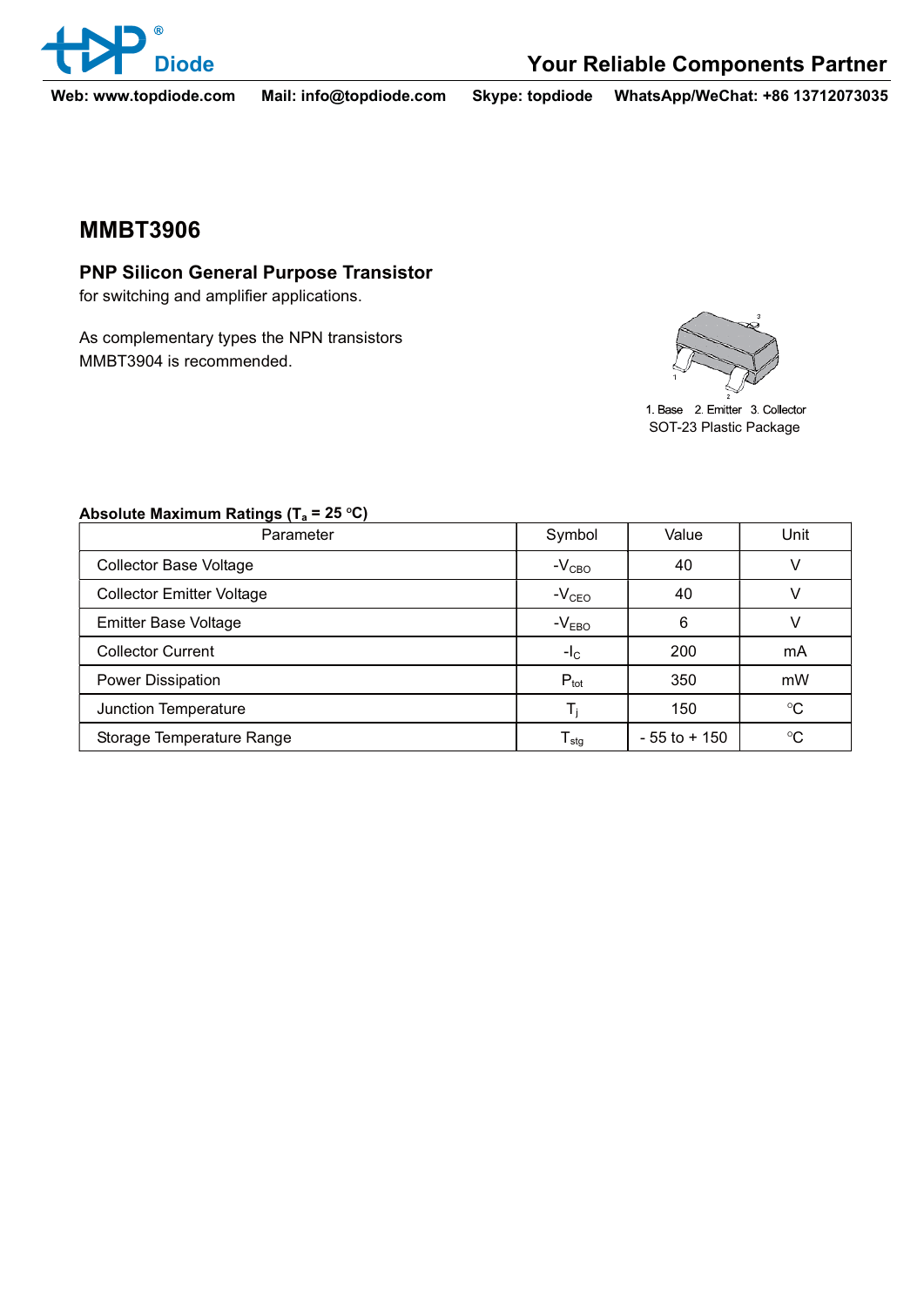# MMBT3906

## PNP Silicon General Purpose Transistor

for switching and amplifier applications.

As complementary types the NPN transistors MMBT3904 is recommended.

1. Base 2. Emitter 3. Collector

SOT-23 Plastic Package

**Absolute Maximum Ratings ($T_a$ = 25 °C)**

| Parameter | Symbol | Value | Unit |
|---|---|---|---|
| Collector Base Voltage | $-V_{CBO}$ | 40 | V |
| Collector Emitter Voltage | $-V_{CEO}$ | 40 | V |
| Emitter Base Voltage | $-V_{EBO}$ | 6 | V |
| Collector Current | $-I_C$ | 200 | mA |
| Power Dissipation | $P_{tot}$ | 350 | mW |
| Junction Temperature | $T_j$ | 150 | °C |
| Storage Temperature Range | $T_{stg}$ | - 55 to + 150 | °C |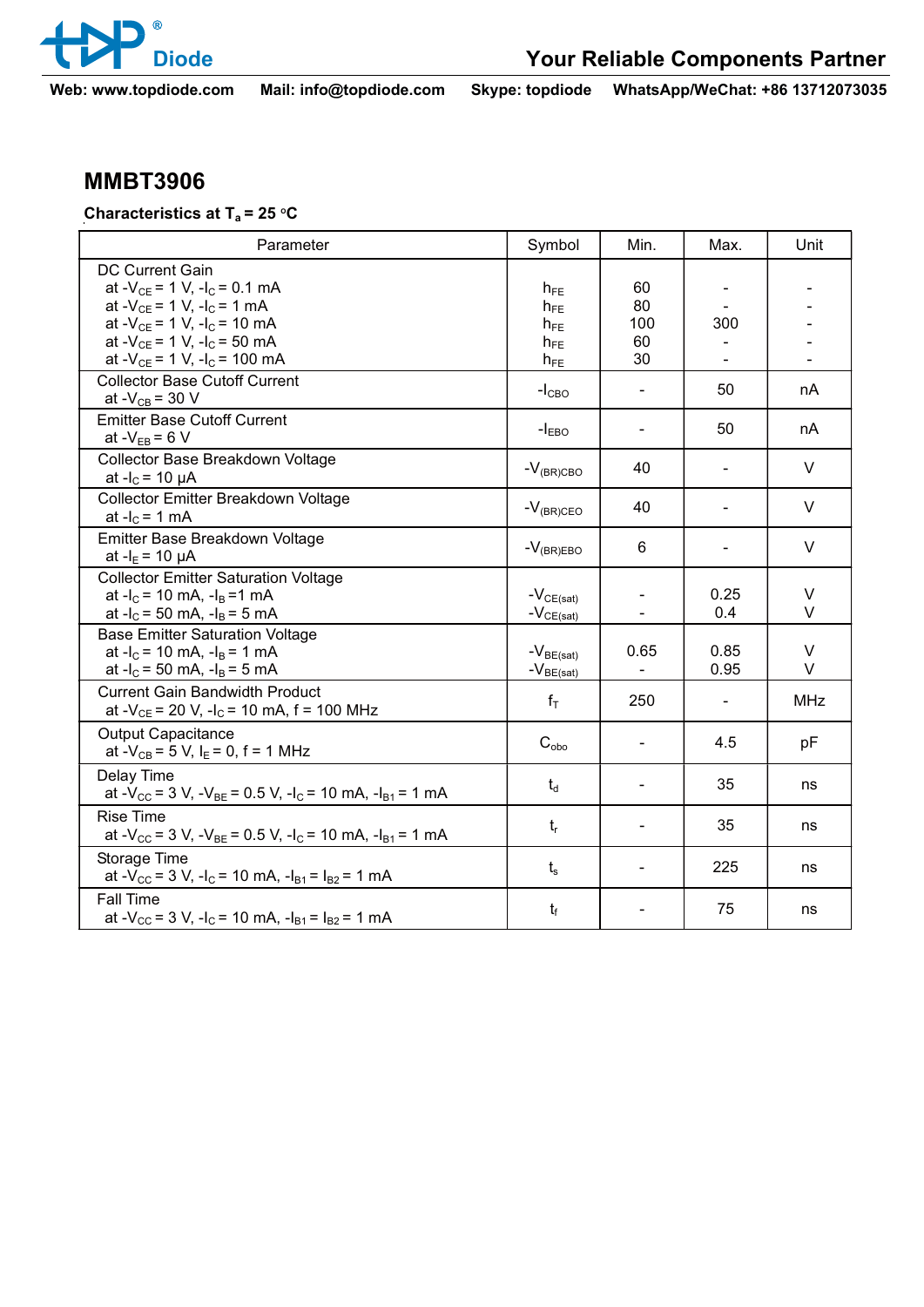## MMBT3906

**Characteristics at $T_a$ = 25 °C**

| Parameter | Symbol | Min. | Max. | Unit |
|---|---|---|---|---|
| DC Current Gain<br>at $-V_{CE}$ = 1 V, $-I_C$ = 0.1 mA<br>at $-V_{CE}$ = 1 V, $-I_C$ = 1 mA<br>at $-V_{CE}$ = 1 V, $-I_C$ = 10 mA<br>at $-V_{CE}$ = 1 V, $-I_C$ = 50 mA<br>at $-V_{CE}$ = 1 V, $-I_C$ = 100 mA | <br>$h_{FE}$<br>$h_{FE}$<br>$h_{FE}$<br>$h_{FE}$<br>$h_{FE}$ | <br>60<br>80<br>100<br>60<br>30 | <br>-<br>-<br>300<br>-<br>- | <br>-<br>-<br>-<br>-<br>- |
| Collector Base Cutoff Current<br>at $-V_{CB}$ = 30 V | $-I_{CBO}$ | - | 50 | nA |
| Emitter Base Cutoff Current<br>at $-V_{EB}$ = 6 V | $-I_{EBO}$ | - | 50 | nA |
| Collector Base Breakdown Voltage<br>at $-I_C$ = 10 µA | $-V_{(BR)CBO}$ | 40 | - | V |
| Collector Emitter Breakdown Voltage<br>at $-I_C$ = 1 mA | $-V_{(BR)CEO}$ | 40 | - | V |
| Emitter Base Breakdown Voltage<br>at $-I_E$ = 10 µA | $-V_{(BR)EBO}$ | 6 | - | V |
| Collector Emitter Saturation Voltage<br>at $-I_C$ = 10 mA, $-I_B$ =1 mA<br>at $-I_C$ = 50 mA, $-I_B$ = 5 mA | <br>$-V_{CE(sat)}$<br>$-V_{CE(sat)}$ | <br>-<br>- | <br>0.25<br>0.4 | <br>V<br>V |
| Base Emitter Saturation Voltage<br>at $-I_C$ = 10 mA, $-I_B$ = 1 mA<br>at $-I_C$ = 50 mA, $-I_B$ = 5 mA | <br>$-V_{BE(sat)}$<br>$-V_{BE(sat)}$ | <br>0.65<br>- | <br>0.85<br>0.95 | <br>V<br>V |
| Current Gain Bandwidth Product<br>at $-V_{CE}$ = 20 V, $-I_C$ = 10 mA, f = 100 MHz | $f_T$ | 250 | - | MHz |
| Output Capacitance<br>at $-V_{CB}$ = 5 V, $I_E$ = 0, f = 1 MHz | $C_{obo}$ | - | 4.5 | pF |
| Delay Time<br>at $-V_{CC}$ = 3 V, $-V_{BE}$ = 0.5 V, $-I_C$ = 10 mA, $-I_{B1}$ = 1 mA | $t_d$ | - | 35 | ns |
| Rise Time<br>at $-V_{CC}$ = 3 V, $-V_{BE}$ = 0.5 V, $-I_C$ = 10 mA, $-I_{B1}$ = 1 mA | $t_r$ | - | 35 | ns |
| Storage Time<br>at $-V_{CC}$ = 3 V, $-I_C$ = 10 mA, $-I_{B1}$ = $I_{B2}$ = 1 mA | $t_s$ | - | 225 | ns |
| Fall Time<br>at $-V_{CC}$ = 3 V, $-I_C$ = 10 mA, $-I_{B1}$ = $I_{B2}$ = 1 mA | $t_f$ | - | 75 | ns |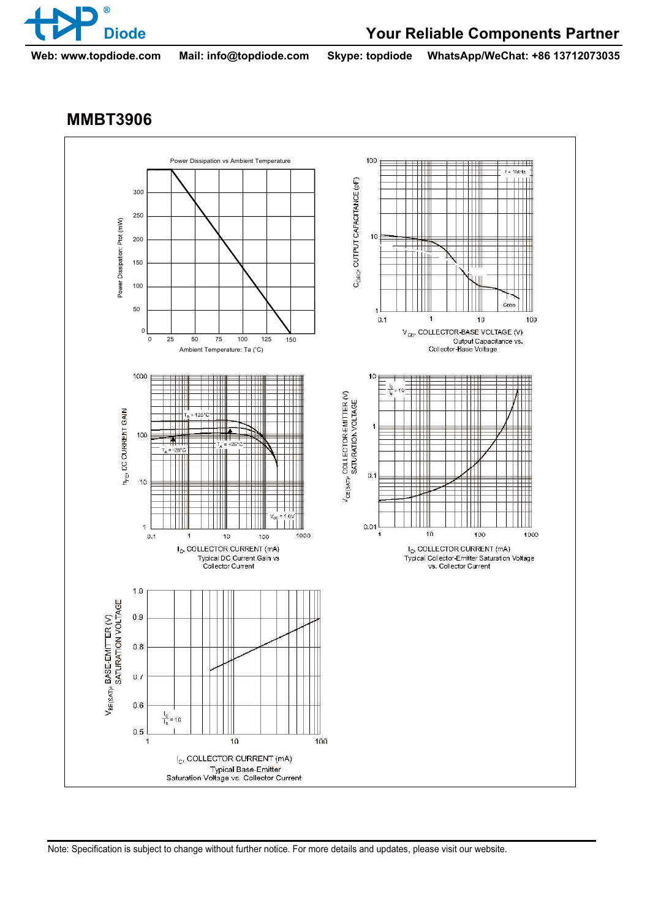## MMBT3906

Power Dissipation vs Ambient Temperature

Power Dissipation: Ptot (mW)

300
250
200
150
100
50
0

0 25 50 75 100 125 150

Ambient Temperature: Ta (°C)

100
10
1

f = 1MHz

Cobo

0.1 1 10 100

$C_{OBO}$, OUTPUT CAPACITANCE (pF)

$V_{CB}$, COLLECTOR-BASE VOLTAGE (V)

Output Capacitance vs. Collector-Base Voltage

1000
100
10
1

$T_A$ = 125°C
$T_A$ = +25°C
$T_A$ = -25°C
$V_{CE}$ = 1.0V

0.1 1 10 100 1000

$h_{FE}$, DC CURRENT GAIN

$I_C$, COLLECTOR CURRENT (mA)

Typical DC Current Gain vs Collector Current

10
1
0.1
0.01

$\frac{I_C}{I_B}$ = 10

1 10 100 1000

$V_{CE(SAT)}$, COLLECTOR-EMITTER (V) SATURATION VOLTAGE

$I_C$, COLLECTOR CURRENT (mA)

Typical Collector-Emitter Saturation Voltage vs. Collector Current

1.0
0.9
0.8
0.7
0.6
0.5

$\frac{I_C}{I_B}$ = 10

1 10 100

$V_{BE(SAT)}$, BASE-EMITTER (V) SATURATION VOLTAGE

$I_C$, COLLECTOR CURRENT (mA)

Typical Base-Emitter Saturation Voltage vs. Collector Current

Note: Specification is subject to change without further notice. For more details and updates, please visit our website.